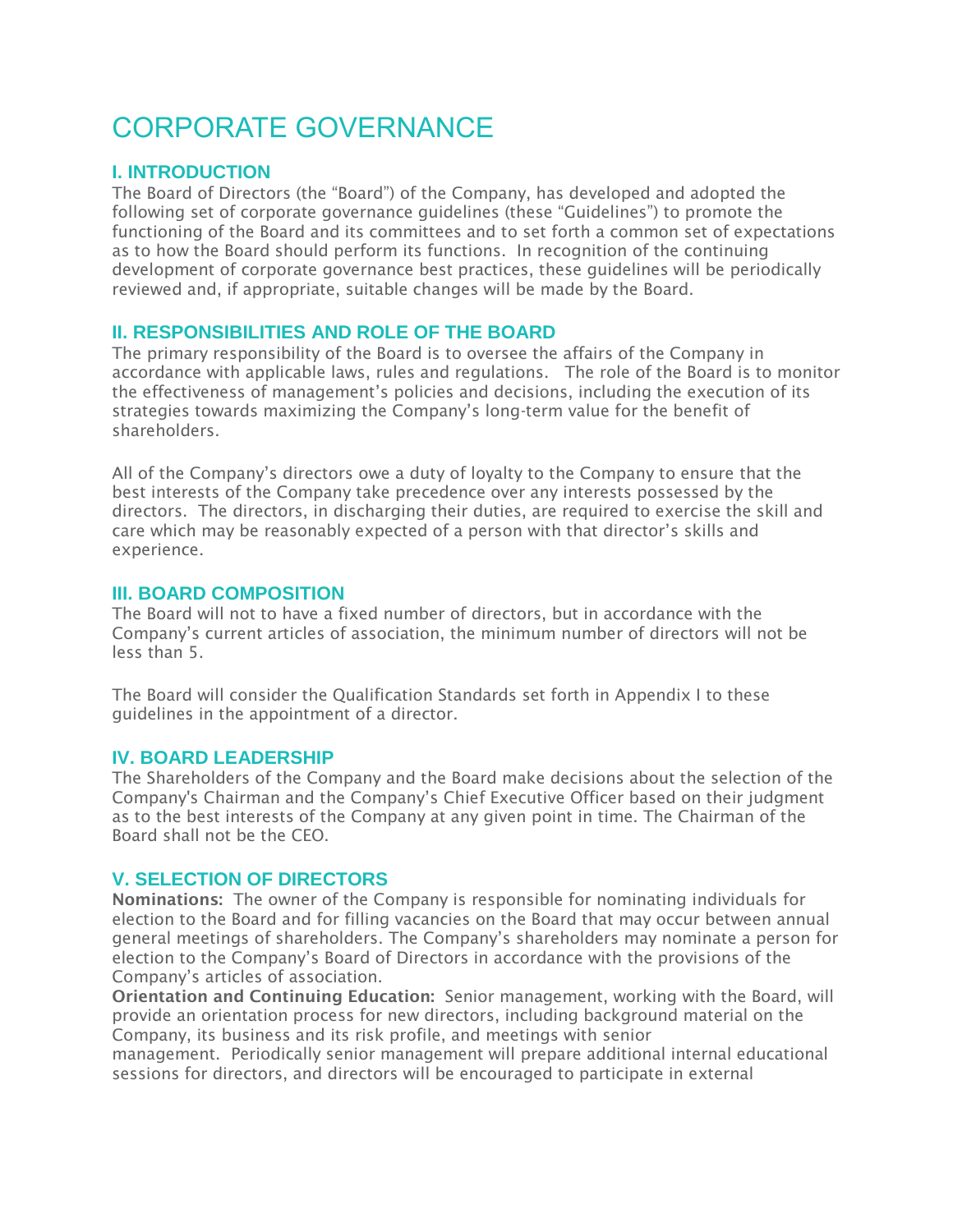# CORPORATE GOVERNANCE

## I. INTRODUCTION

The Board of Directors (the “Board”) of the Company, has developed and adopted the following set of corporate governance guidelines (these “Guidelines”) to promote the functioning of the Board and its committees and to set forth a common set of expectations as to how the Board should perform its functions. In recognition of the continuing development of corporate governance best practices, these guidelines will be periodically reviewed and, if appropriate, suitable changes will be made by the Board.

## II. RESPONSIBILITIES AND ROLE OF THE BOARD

The primary responsibility of the Board is to oversee the affairs of the Company in accordance with applicable laws, rules and regulations. The role of the Board is to monitor the effectiveness of management’s policies and decisions, including the execution of its strategies towards maximizing the Company’s long-term value for the benefit of shareholders.

All of the Company’s directors owe a duty of loyalty to the Company to ensure that the best interests of the Company take precedence over any interests possessed by the directors. The directors, in discharging their duties, are required to exercise the skill and care which may be reasonably expected of a person with that director’s skills and experience.

## III. BOARD COMPOSITION

The Board will not to have a fixed number of directors, but in accordance with the Company’s current articles of association, the minimum number of directors will not be less than 5.

The Board will consider the Qualification Standards set forth in Appendix I to these guidelines in the appointment of a director.

## IV. BOARD LEADERSHIP

The Shareholders of the Company and the Board make decisions about the selection of the Company's Chairman and the Company’s Chief Executive Officer based on their judgment as to the best interests of the Company at any given point in time. The Chairman of the Board shall not be the CEO.

## V. SELECTION OF DIRECTORS

**Nominations:** The owner of the Company is responsible for nominating individuals for election to the Board and for filling vacancies on the Board that may occur between annual general meetings of shareholders. The Company’s shareholders may nominate a person for election to the Company’s Board of Directors in accordance with the provisions of the Company’s articles of association.

**Orientation and Continuing Education:** Senior management, working with the Board, will provide an orientation process for new directors, including background material on the Company, its business and its risk profile, and meetings with senior management. Periodically senior management will prepare additional internal educational sessions for directors, and directors will be encouraged to participate in external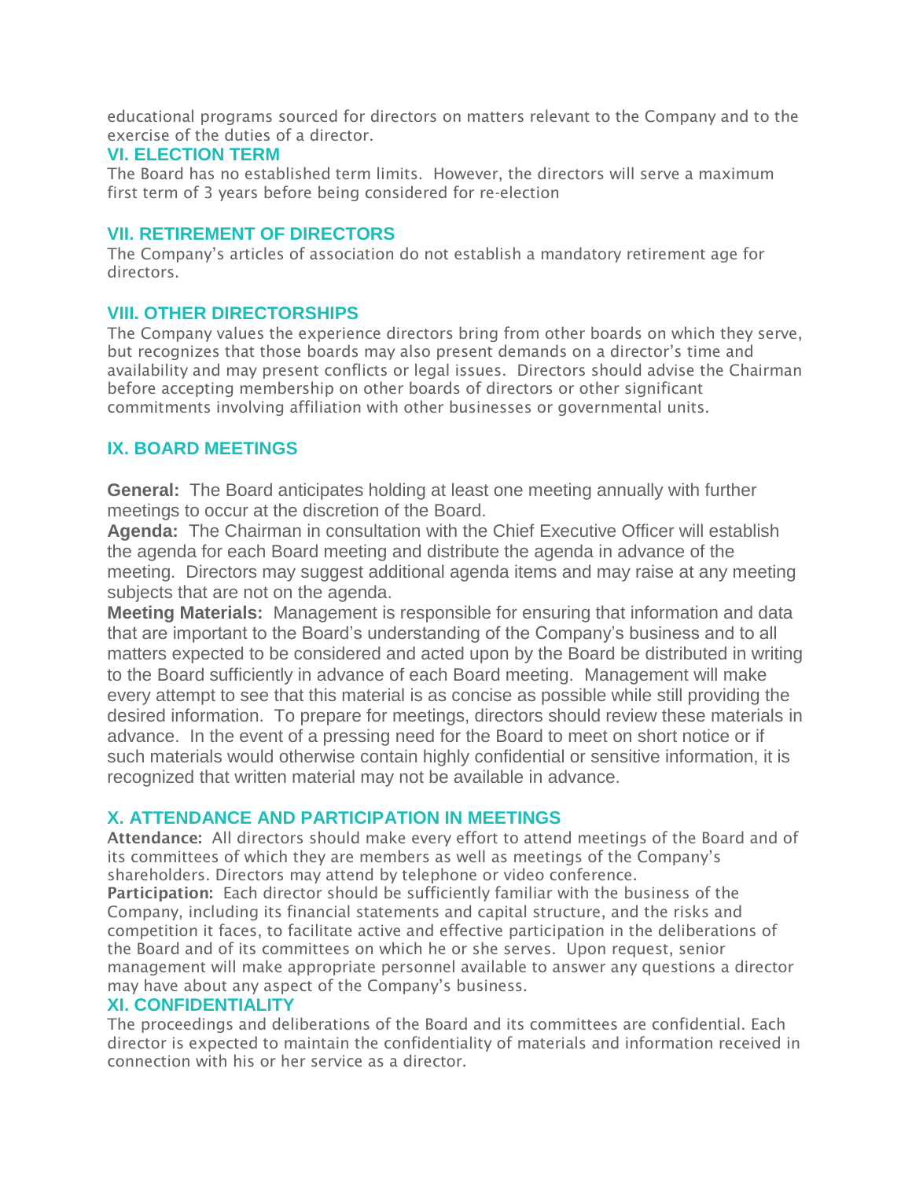educational programs sourced for directors on matters relevant to the Company and to the exercise of the duties of a director.

## VI. ELECTION TERM

The Board has no established term limits. However, the directors will serve a maximum first term of 3 years before being considered for re-election

## VII. RETIREMENT OF DIRECTORS

The Company's articles of association do not establish a mandatory retirement age for directors.

## VIII. OTHER DIRECTORSHIPS

The Company values the experience directors bring from other boards on which they serve, but recognizes that those boards may also present demands on a director's time and availability and may present conflicts or legal issues. Directors should advise the Chairman before accepting membership on other boards of directors or other significant commitments involving affiliation with other businesses or governmental units.

## IX. BOARD MEETINGS

**General:** The Board anticipates holding at least one meeting annually with further meetings to occur at the discretion of the Board.

**Agenda:** The Chairman in consultation with the Chief Executive Officer will establish the agenda for each Board meeting and distribute the agenda in advance of the meeting. Directors may suggest additional agenda items and may raise at any meeting subjects that are not on the agenda.

**Meeting Materials:** Management is responsible for ensuring that information and data that are important to the Board's understanding of the Company's business and to all matters expected to be considered and acted upon by the Board be distributed in writing to the Board sufficiently in advance of each Board meeting. Management will make every attempt to see that this material is as concise as possible while still providing the desired information. To prepare for meetings, directors should review these materials in advance. In the event of a pressing need for the Board to meet on short notice or if such materials would otherwise contain highly confidential or sensitive information, it is recognized that written material may not be available in advance.

## X. ATTENDANCE AND PARTICIPATION IN MEETINGS

**Attendance:** All directors should make every effort to attend meetings of the Board and of its committees of which they are members as well as meetings of the Company's shareholders. Directors may attend by telephone or video conference.

**Participation:** Each director should be sufficiently familiar with the business of the Company, including its financial statements and capital structure, and the risks and competition it faces, to facilitate active and effective participation in the deliberations of the Board and of its committees on which he or she serves. Upon request, senior management will make appropriate personnel available to answer any questions a director may have about any aspect of the Company's business.

## XI. CONFIDENTIALITY

The proceedings and deliberations of the Board and its committees are confidential. Each director is expected to maintain the confidentiality of materials and information received in connection with his or her service as a director.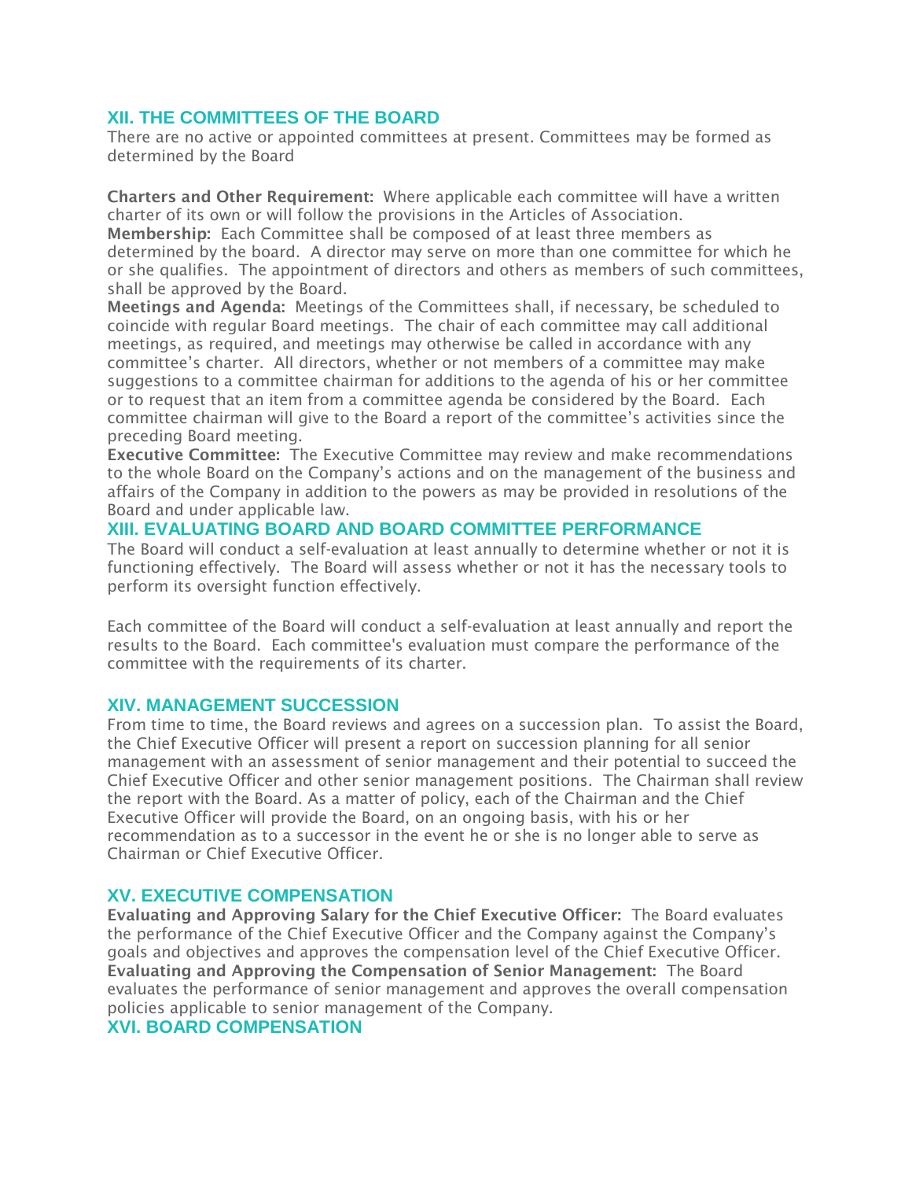## XII. THE COMMITTEES OF THE BOARD

There are no active or appointed committees at present. Committees may be formed as determined by the Board

**Charters and Other Requirement:** Where applicable each committee will have a written charter of its own or will follow the provisions in the Articles of Association.

**Membership:** Each Committee shall be composed of at least three members as determined by the board. A director may serve on more than one committee for which he or she qualifies. The appointment of directors and others as members of such committees, shall be approved by the Board.

**Meetings and Agenda:** Meetings of the Committees shall, if necessary, be scheduled to coincide with regular Board meetings. The chair of each committee may call additional meetings, as required, and meetings may otherwise be called in accordance with any committee's charter. All directors, whether or not members of a committee may make suggestions to a committee chairman for additions to the agenda of his or her committee or to request that an item from a committee agenda be considered by the Board. Each committee chairman will give to the Board a report of the committee's activities since the preceding Board meeting.

**Executive Committee:** The Executive Committee may review and make recommendations to the whole Board on the Company's actions and on the management of the business and affairs of the Company in addition to the powers as may be provided in resolutions of the Board and under applicable law.

## XIII. EVALUATING BOARD AND BOARD COMMITTEE PERFORMANCE

The Board will conduct a self-evaluation at least annually to determine whether or not it is functioning effectively. The Board will assess whether or not it has the necessary tools to perform its oversight function effectively.

Each committee of the Board will conduct a self-evaluation at least annually and report the results to the Board. Each committee's evaluation must compare the performance of the committee with the requirements of its charter.

## XIV. MANAGEMENT SUCCESSION

From time to time, the Board reviews and agrees on a succession plan. To assist the Board, the Chief Executive Officer will present a report on succession planning for all senior management with an assessment of senior management and their potential to succeed the Chief Executive Officer and other senior management positions. The Chairman shall review the report with the Board. As a matter of policy, each of the Chairman and the Chief Executive Officer will provide the Board, on an ongoing basis, with his or her recommendation as to a successor in the event he or she is no longer able to serve as Chairman or Chief Executive Officer.

## XV. EXECUTIVE COMPENSATION

**Evaluating and Approving Salary for the Chief Executive Officer:** The Board evaluates the performance of the Chief Executive Officer and the Company against the Company's goals and objectives and approves the compensation level of the Chief Executive Officer.

**Evaluating and Approving the Compensation of Senior Management:** The Board evaluates the performance of senior management and approves the overall compensation policies applicable to senior management of the Company.

## XVI. BOARD COMPENSATION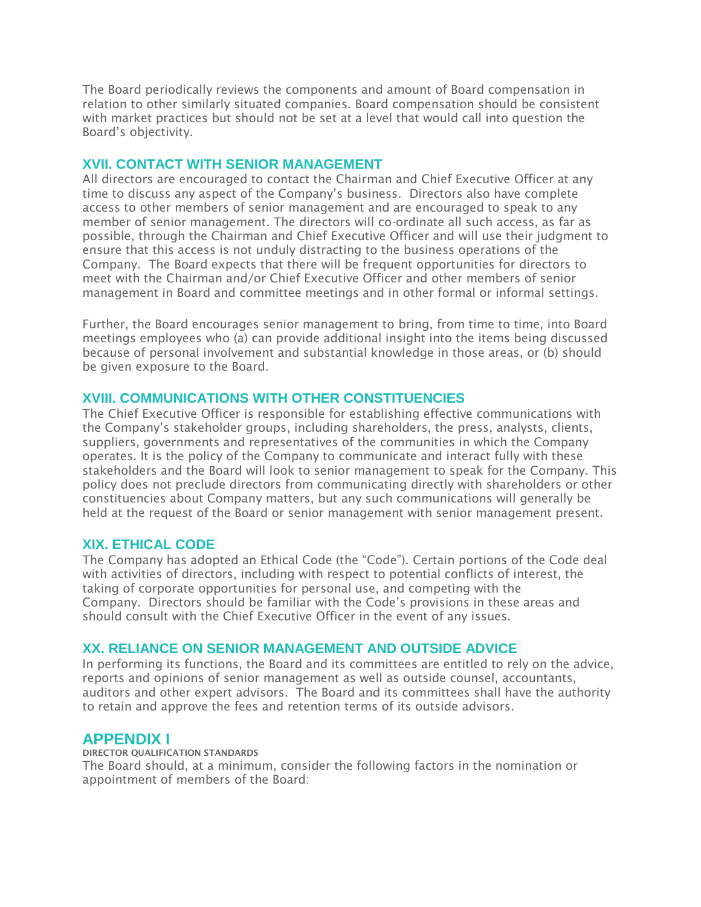The Board periodically reviews the components and amount of Board compensation in relation to other similarly situated companies. Board compensation should be consistent with market practices but should not be set at a level that would call into question the Board's objectivity.

## XVII. CONTACT WITH SENIOR MANAGEMENT

All directors are encouraged to contact the Chairman and Chief Executive Officer at any time to discuss any aspect of the Company's business. Directors also have complete access to other members of senior management and are encouraged to speak to any member of senior management. The directors will co-ordinate all such access, as far as possible, through the Chairman and Chief Executive Officer and will use their judgment to ensure that this access is not unduly distracting to the business operations of the Company. The Board expects that there will be frequent opportunities for directors to meet with the Chairman and/or Chief Executive Officer and other members of senior management in Board and committee meetings and in other formal or informal settings.

Further, the Board encourages senior management to bring, from time to time, into Board meetings employees who (a) can provide additional insight into the items being discussed because of personal involvement and substantial knowledge in those areas, or (b) should be given exposure to the Board.

## XVIII. COMMUNICATIONS WITH OTHER CONSTITUENCIES

The Chief Executive Officer is responsible for establishing effective communications with the Company's stakeholder groups, including shareholders, the press, analysts, clients, suppliers, governments and representatives of the communities in which the Company operates. It is the policy of the Company to communicate and interact fully with these stakeholders and the Board will look to senior management to speak for the Company. This policy does not preclude directors from communicating directly with shareholders or other constituencies about Company matters, but any such communications will generally be held at the request of the Board or senior management with senior management present.

## XIX. ETHICAL CODE

The Company has adopted an Ethical Code (the "Code"). Certain portions of the Code deal with activities of directors, including with respect to potential conflicts of interest, the taking of corporate opportunities for personal use, and competing with the Company. Directors should be familiar with the Code's provisions in these areas and should consult with the Chief Executive Officer in the event of any issues.

## XX. RELIANCE ON SENIOR MANAGEMENT AND OUTSIDE ADVICE

In performing its functions, the Board and its committees are entitled to rely on the advice, reports and opinions of senior management as well as outside counsel, accountants, auditors and other expert advisors. The Board and its committees shall have the authority to retain and approve the fees and retention terms of its outside advisors.

# APPENDIX I

**DIRECTOR QUALIFICATION STANDARDS**

The Board should, at a minimum, consider the following factors in the nomination or appointment of members of the Board: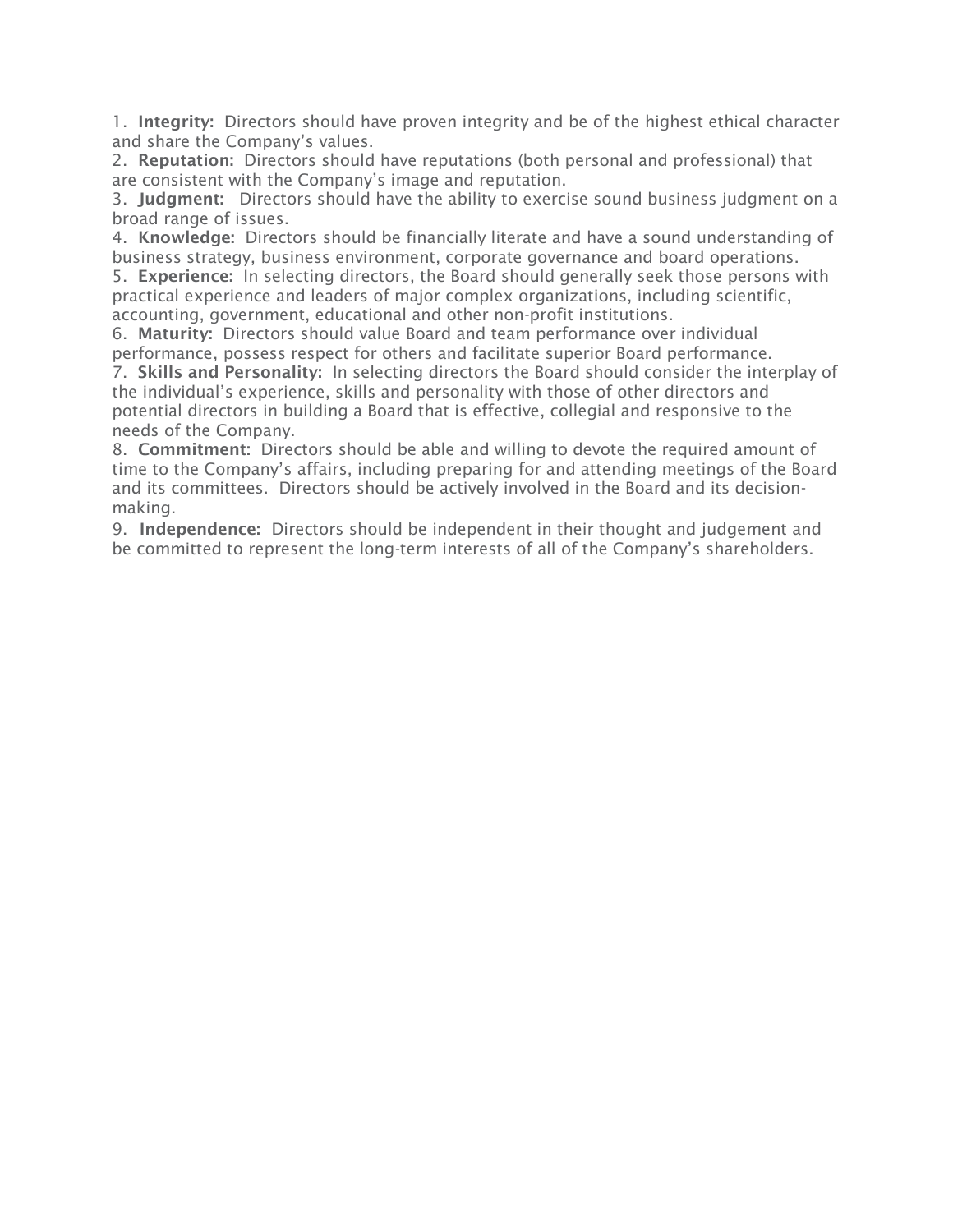1. **Integrity:** Directors should have proven integrity and be of the highest ethical character and share the Company's values.
2. **Reputation:** Directors should have reputations (both personal and professional) that are consistent with the Company's image and reputation.
3. **Judgment:** Directors should have the ability to exercise sound business judgment on a broad range of issues.
4. **Knowledge:** Directors should be financially literate and have a sound understanding of business strategy, business environment, corporate governance and board operations.
5. **Experience:** In selecting directors, the Board should generally seek those persons with practical experience and leaders of major complex organizations, including scientific, accounting, government, educational and other non-profit institutions.
6. **Maturity:** Directors should value Board and team performance over individual performance, possess respect for others and facilitate superior Board performance.
7. **Skills and Personality:** In selecting directors the Board should consider the interplay of the individual's experience, skills and personality with those of other directors and potential directors in building a Board that is effective, collegial and responsive to the needs of the Company.
8. **Commitment:** Directors should be able and willing to devote the required amount of time to the Company's affairs, including preparing for and attending meetings of the Board and its committees. Directors should be actively involved in the Board and its decision-making.
9. **Independence:** Directors should be independent in their thought and judgement and be committed to represent the long-term interests of all of the Company's shareholders.